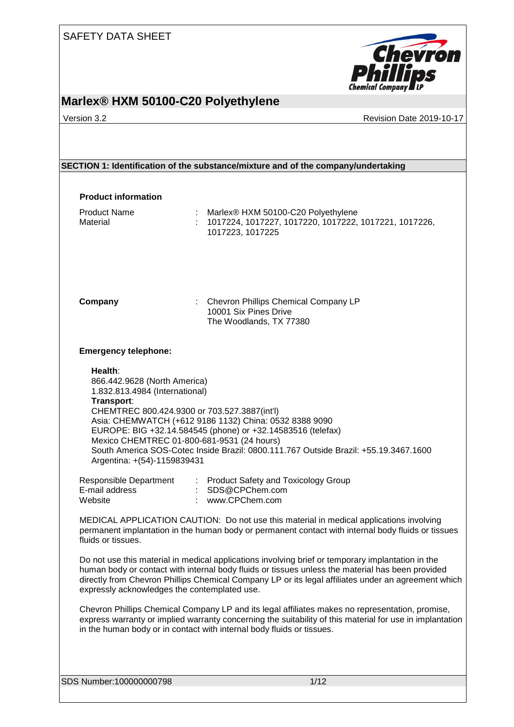SAFETY DATA SHEET

# Marlex® HXM 50100-C20 Polyethylene

Version 3.2 | Revision Date 2019-10-17

## SECTION 1: Identification of the substance/mixture and of the company/undertaking

### Product information

Product Name : Marlex® HXM 50100-C20 Polyethylene
Material : 1017224, 1017227, 1017220, 1017222, 1017221, 1017226, 1017223, 1017225

**Company** : Chevron Phillips Chemical Company LP
10001 Six Pines Drive
The Woodlands, TX 77380

**Emergency telephone:**

**Health**:
866.442.9628 (North America)
1.832.813.4984 (International)
**Transport**:
CHEMTREC 800.424.9300 or 703.527.3887(int'l)
Asia: CHEMWATCH (+612 9186 1132) China: 0532 8388 9090
EUROPE: BIG +32.14.584545 (phone) or +32.14583516 (telefax)
Mexico CHEMTREC 01-800-681-9531 (24 hours)
South America SOS-Cotec Inside Brazil: 0800.111.767 Outside Brazil: +55.19.3467.1600
Argentina: +(54)-1159839431

Responsible Department : Product Safety and Toxicology Group
E-mail address : SDS@CPChem.com
Website : www.CPChem.com

MEDICAL APPLICATION CAUTION: Do not use this material in medical applications involving permanent implantation in the human body or permanent contact with internal body fluids or tissues fluids or tissues.

Do not use this material in medical applications involving brief or temporary implantation in the human body or contact with internal body fluids or tissues unless the material has been provided directly from Chevron Phillips Chemical Company LP or its legal affiliates under an agreement which expressly acknowledges the contemplated use.

Chevron Phillips Chemical Company LP and its legal affiliates makes no representation, promise, express warranty or implied warranty concerning the suitability of this material for use in implantation in the human body or in contact with internal body fluids or tissues.

SDS Number:100000000798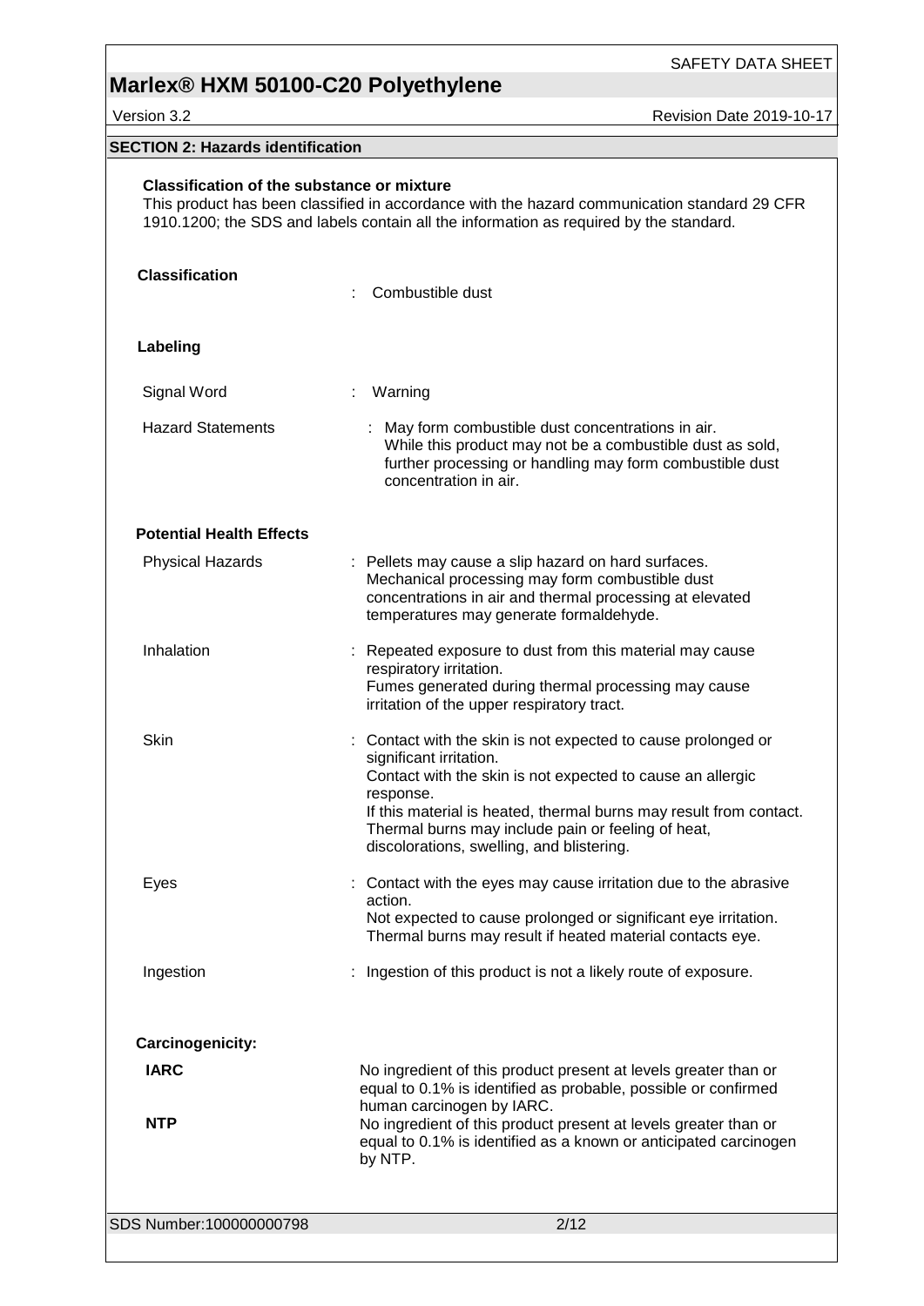## SECTION 2: Hazards identification

**Classification of the substance or mixture**

This product has been classified in accordance with the hazard communication standard 29 CFR 1910.1200; the SDS and labels contain all the information as required by the standard.

**Classification** : Combustible dust

**Labeling**

| | |
|---|---|
| Signal Word | : Warning |
| Hazard Statements | : May form combustible dust concentrations in air. While this product may not be a combustible dust as sold, further processing or handling may form combustible dust concentration in air. |

**Potential Health Effects**

| | |
|---|---|
| Physical Hazards | : Pellets may cause a slip hazard on hard surfaces. Mechanical processing may form combustible dust concentrations in air and thermal processing at elevated temperatures may generate formaldehyde. |
| Inhalation | : Repeated exposure to dust from this material may cause respiratory irritation. Fumes generated during thermal processing may cause irritation of the upper respiratory tract. |
| Skin | : Contact with the skin is not expected to cause prolonged or significant irritation. Contact with the skin is not expected to cause an allergic response. If this material is heated, thermal burns may result from contact. Thermal burns may include pain or feeling of heat, discolorations, swelling, and blistering. |
| Eyes | : Contact with the eyes may cause irritation due to the abrasive action. Not expected to cause prolonged or significant eye irritation. Thermal burns may result if heated material contacts eye. |
| Ingestion | : Ingestion of this product is not a likely route of exposure. |

**Carcinogenicity:**

| | |
|---|---|
| **IARC** | No ingredient of this product present at levels greater than or equal to 0.1% is identified as probable, possible or confirmed human carcinogen by IARC. |
| **NTP** | No ingredient of this product present at levels greater than or equal to 0.1% is identified as a known or anticipated carcinogen by NTP. |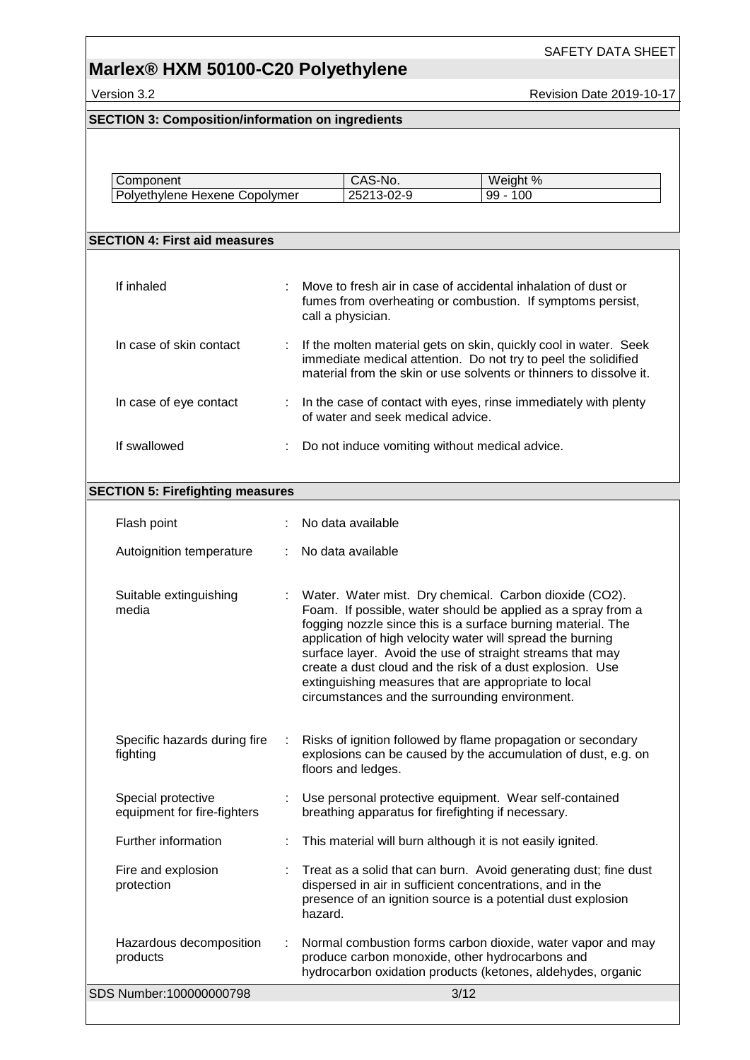## SECTION 3: Composition/information on ingredients

| Component | CAS-No. | Weight % |
|---|---|---|
| Polyethylene Hexene Copolymer | 25213-02-9 | 99 - 100 |

## SECTION 4: First aid measures

| | |
|---|---|
| If inhaled | : Move to fresh air in case of accidental inhalation of dust or fumes from overheating or combustion. If symptoms persist, call a physician. |
| In case of skin contact | : If the molten material gets on skin, quickly cool in water. Seek immediate medical attention. Do not try to peel the solidified material from the skin or use solvents or thinners to dissolve it. |
| In case of eye contact | : In the case of contact with eyes, rinse immediately with plenty of water and seek medical advice. |
| If swallowed | : Do not induce vomiting without medical advice. |

## SECTION 5: Firefighting measures

| | |
|---|---|
| Flash point | : No data available |
| Autoignition temperature | : No data available |
| Suitable extinguishing media | : Water. Water mist. Dry chemical. Carbon dioxide ($CO_2$). Foam. If possible, water should be applied as a spray from a fogging nozzle since this is a surface burning material. The application of high velocity water will spread the burning surface layer. Avoid the use of straight streams that may create a dust cloud and the risk of a dust explosion. Use extinguishing measures that are appropriate to local circumstances and the surrounding environment. |
| Specific hazards during fire fighting | : Risks of ignition followed by flame propagation or secondary explosions can be caused by the accumulation of dust, e.g. on floors and ledges. |
| Special protective equipment for fire-fighters | : Use personal protective equipment. Wear self-contained breathing apparatus for firefighting if necessary. |
| Further information | : This material will burn although it is not easily ignited. |
| Fire and explosion protection | : Treat as a solid that can burn. Avoid generating dust; fine dust dispersed in air in sufficient concentrations, and in the presence of an ignition source is a potential dust explosion hazard. |
| Hazardous decomposition products | : Normal combustion forms carbon dioxide, water vapor and may produce carbon monoxide, other hydrocarbons and hydrocarbon oxidation products (ketones, aldehydes, organic |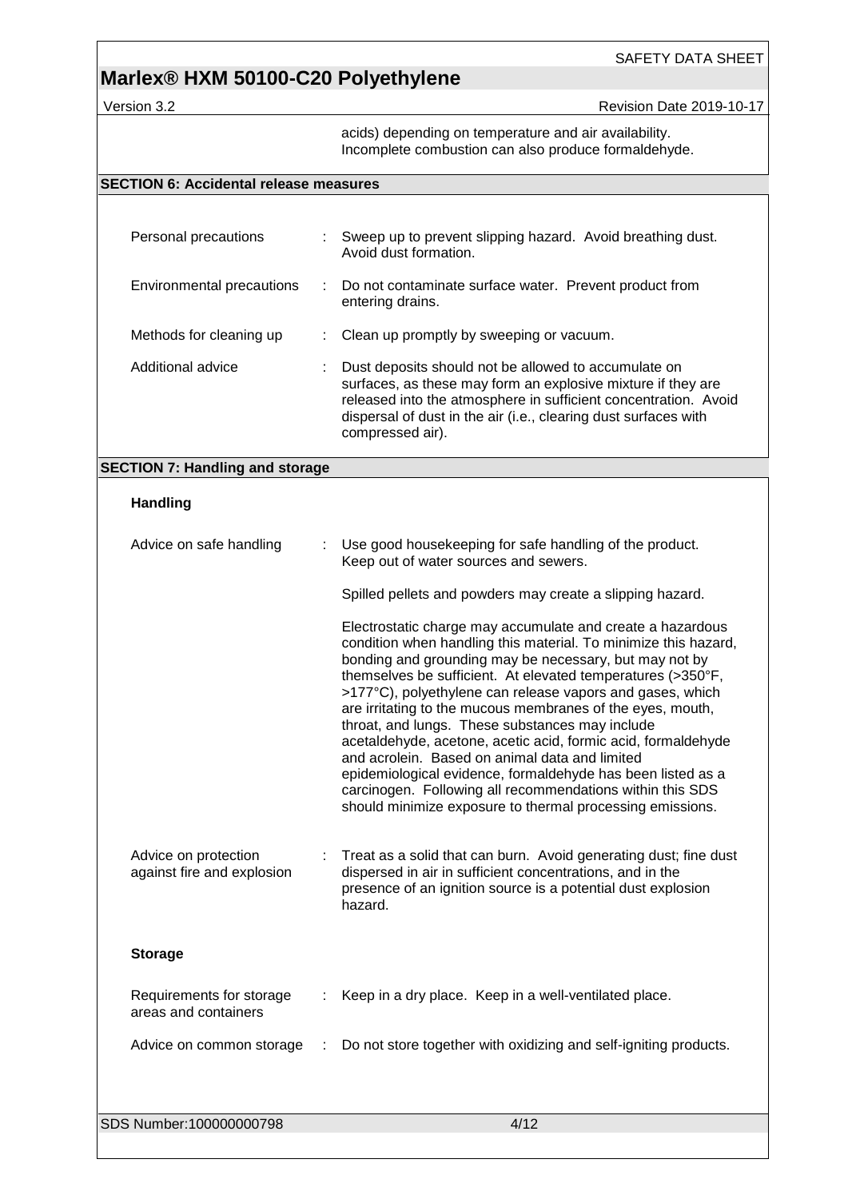acids) depending on temperature and air availability. Incomplete combustion can also produce formaldehyde.

## SECTION 6: Accidental release measures

| | |
|---|---|
| Personal precautions | : Sweep up to prevent slipping hazard. Avoid breathing dust. Avoid dust formation. |
| Environmental precautions | : Do not contaminate surface water. Prevent product from entering drains. |
| Methods for cleaning up | : Clean up promptly by sweeping or vacuum. |
| Additional advice | : Dust deposits should not be allowed to accumulate on surfaces, as these may form an explosive mixture if they are released into the atmosphere in sufficient concentration. Avoid dispersal of dust in the air (i.e., clearing dust surfaces with compressed air). |

## SECTION 7: Handling and storage

### Handling

Advice on safe handling : Use good housekeeping for safe handling of the product. Keep out of water sources and sewers.

Spilled pellets and powders may create a slipping hazard.

Electrostatic charge may accumulate and create a hazardous condition when handling this material. To minimize this hazard, bonding and grounding may be necessary, but may not by themselves be sufficient. At elevated temperatures (>350°F, >177°C), polyethylene can release vapors and gases, which are irritating to the mucous membranes of the eyes, mouth, throat, and lungs. These substances may include acetaldehyde, acetone, acetic acid, formic acid, formaldehyde and acrolein. Based on animal data and limited epidemiological evidence, formaldehyde has been listed as a carcinogen. Following all recommendations within this SDS should minimize exposure to thermal processing emissions.

Advice on protection against fire and explosion : Treat as a solid that can burn. Avoid generating dust; fine dust dispersed in air in sufficient concentrations, and in the presence of an ignition source is a potential dust explosion hazard.

### Storage

| | |
|---|---|
| Requirements for storage areas and containers | : Keep in a dry place. Keep in a well-ventilated place. |
| Advice on common storage | : Do not store together with oxidizing and self-igniting products. |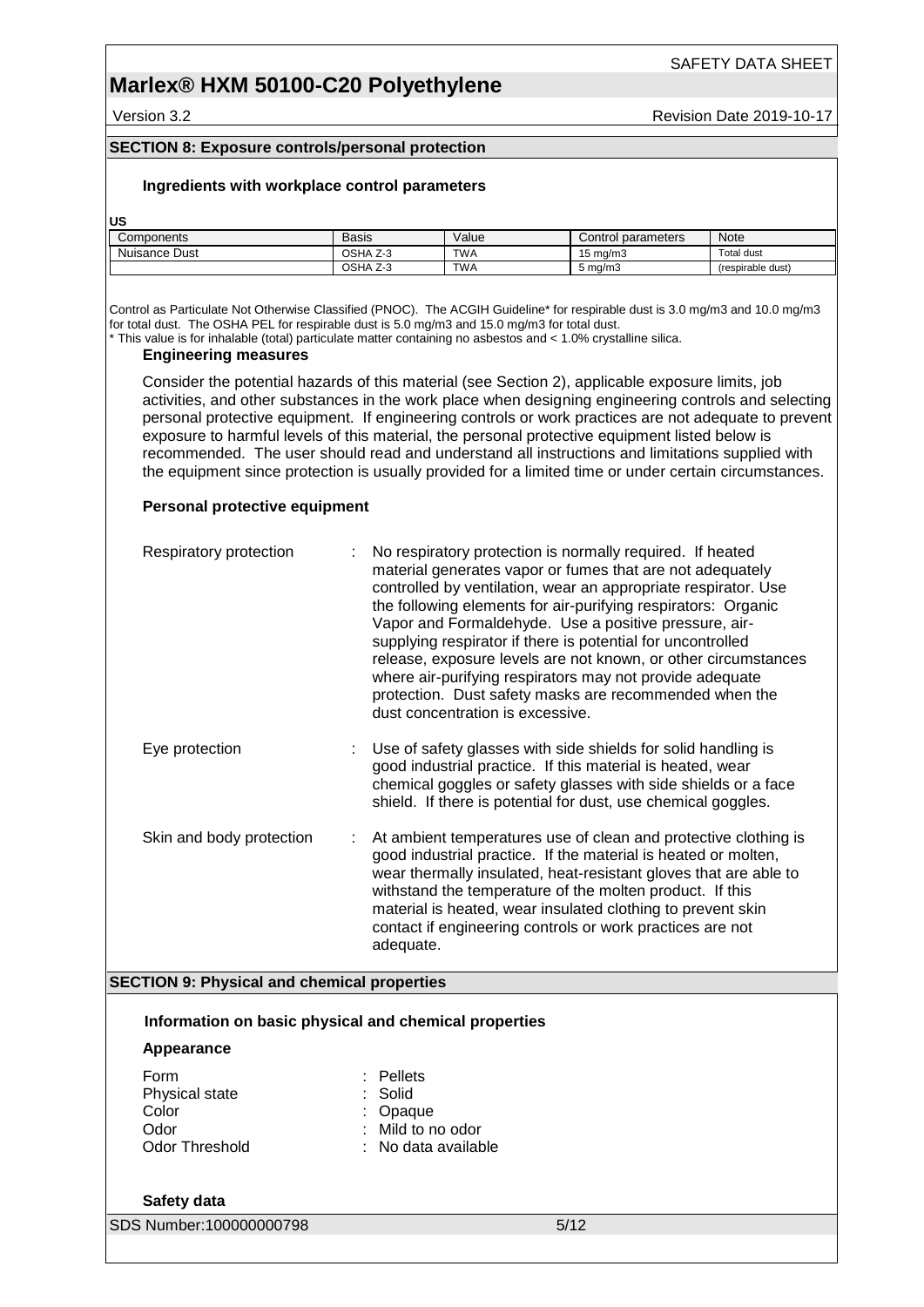## SECTION 8: Exposure controls/personal protection

### Ingredients with workplace control parameters

**US**

| Components | Basis | Value | Control parameters | Note |
|---|---|---|---|---|
| Nuisance Dust | OSHA Z-3 | TWA | 15 mg/m3 | Total dust |
| | OSHA Z-3 | TWA | 5 mg/m3 | (respirable dust) |

Control as Particulate Not Otherwise Classified (PNOC). The ACGIH Guideline* for respirable dust is 3.0 mg/m3 and 10.0 mg/m3 for total dust. The OSHA PEL for respirable dust is 5.0 mg/m3 and 15.0 mg/m3 for total dust.
* This value is for inhalable (total) particulate matter containing no asbestos and < 1.0% crystalline silica.

### Engineering measures

Consider the potential hazards of this material (see Section 2), applicable exposure limits, job activities, and other substances in the work place when designing engineering controls and selecting personal protective equipment. If engineering controls or work practices are not adequate to prevent exposure to harmful levels of this material, the personal protective equipment listed below is recommended. The user should read and understand all instructions and limitations supplied with the equipment since protection is usually provided for a limited time or under certain circumstances.

### Personal protective equipment

Respiratory protection : No respiratory protection is normally required. If heated material generates vapor or fumes that are not adequately controlled by ventilation, wear an appropriate respirator. Use the following elements for air-purifying respirators: Organic Vapor and Formaldehyde. Use a positive pressure, air-supplying respirator if there is potential for uncontrolled release, exposure levels are not known, or other circumstances where air-purifying respirators may not provide adequate protection. Dust safety masks are recommended when the dust concentration is excessive.

Eye protection : Use of safety glasses with side shields for solid handling is good industrial practice. If this material is heated, wear chemical goggles or safety glasses with side shields or a face shield. If there is potential for dust, use chemical goggles.

Skin and body protection : At ambient temperatures use of clean and protective clothing is good industrial practice. If the material is heated or molten, wear thermally insulated, heat-resistant gloves that are able to withstand the temperature of the molten product. If this material is heated, wear insulated clothing to prevent skin contact if engineering controls or work practices are not adequate.

## SECTION 9: Physical and chemical properties

### Information on basic physical and chemical properties

**Appearance**

Form : Pellets
Physical state : Solid
Color : Opaque
Odor : Mild to no odor
Odor Threshold : No data available

**Safety data**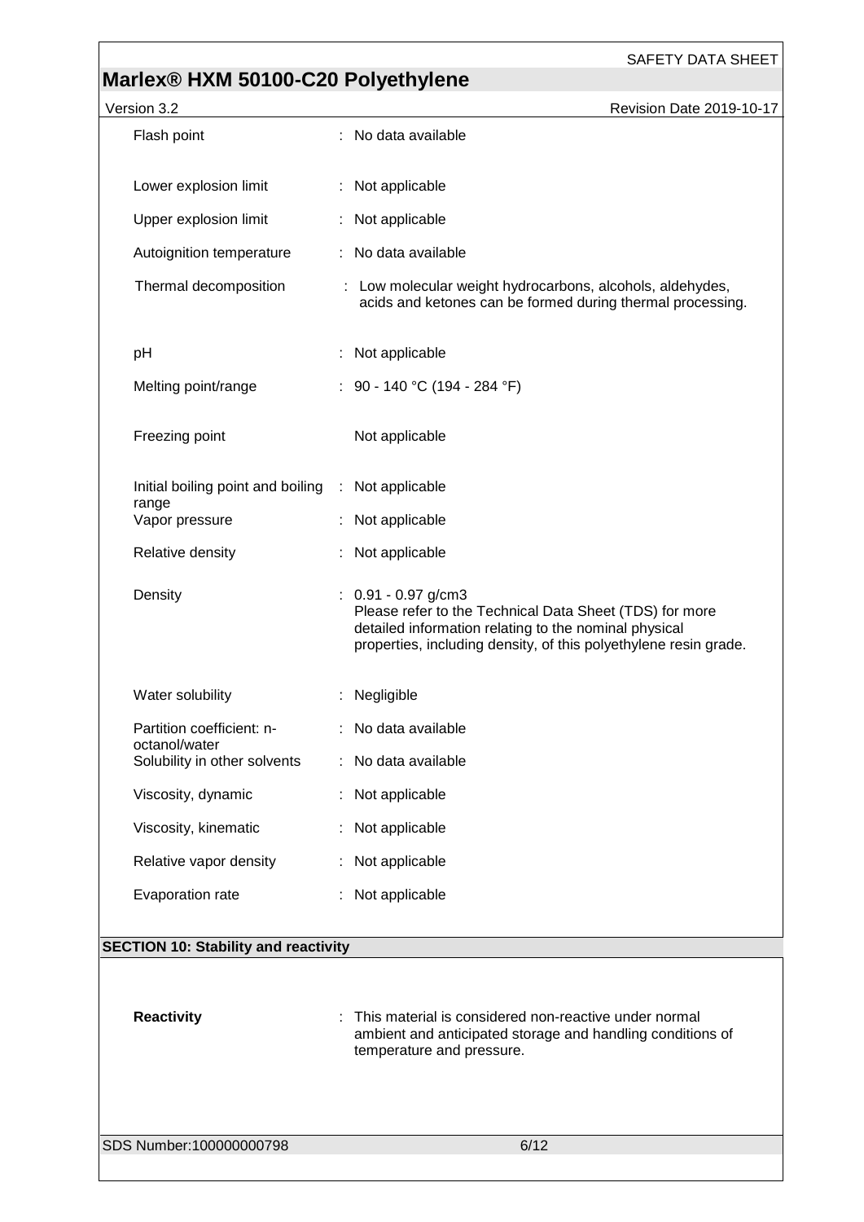| | | |
|---|---|---|
| Flash point | : | No data available |
| Lower explosion limit | : | Not applicable |
| Upper explosion limit | : | Not applicable |
| Autoignition temperature | : | No data available |
| Thermal decomposition | : | Low molecular weight hydrocarbons, alcohols, aldehydes, acids and ketones can be formed during thermal processing. |
| pH | : | Not applicable |
| Melting point/range | : | 90 - 140 °C (194 - 284 °F) |
| Freezing point | | Not applicable |
| Initial boiling point and boiling range | : | Not applicable |
| Vapor pressure | : | Not applicable |
| Relative density | : | Not applicable |
| Density | : | 0.91 - 0.97 g/cm3<br>Please refer to the Technical Data Sheet (TDS) for more detailed information relating to the nominal physical properties, including density, of this polyethylene resin grade. |
| Water solubility | : | Negligible |
| Partition coefficient: n-octanol/water | : | No data available |
| Solubility in other solvents | : | No data available |
| Viscosity, dynamic | : | Not applicable |
| Viscosity, kinematic | : | Not applicable |
| Relative vapor density | : | Not applicable |
| Evaporation rate | : | Not applicable |

## SECTION 10: Stability and reactivity

| | | |
|---|---|---|
| **Reactivity** | : | This material is considered non-reactive under normal ambient and anticipated storage and handling conditions of temperature and pressure. |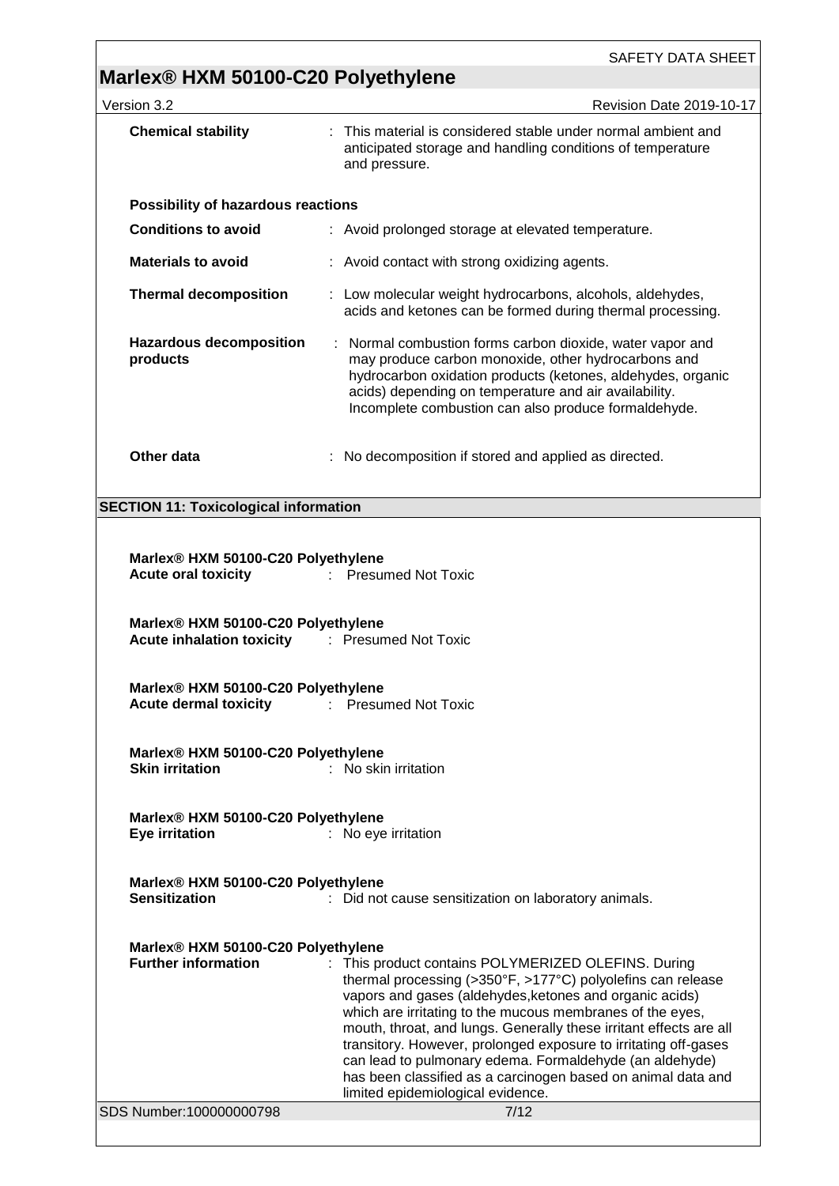**Chemical stability** : This material is considered stable under normal ambient and anticipated storage and handling conditions of temperature and pressure.

**Possibility of hazardous reactions**

**Conditions to avoid** : Avoid prolonged storage at elevated temperature.

**Materials to avoid** : Avoid contact with strong oxidizing agents.

**Thermal decomposition** : Low molecular weight hydrocarbons, alcohols, aldehydes, acids and ketones can be formed during thermal processing.

**Hazardous decomposition products** : Normal combustion forms carbon dioxide, water vapor and may produce carbon monoxide, other hydrocarbons and hydrocarbon oxidation products (ketones, aldehydes, organic acids) depending on temperature and air availability. Incomplete combustion can also produce formaldehyde.

**Other data** : No decomposition if stored and applied as directed.

## SECTION 11: Toxicological information

**Marlex® HXM 50100-C20 Polyethylene**
**Acute oral toxicity** : Presumed Not Toxic

**Marlex® HXM 50100-C20 Polyethylene**
**Acute inhalation toxicity** : Presumed Not Toxic

**Marlex® HXM 50100-C20 Polyethylene**
**Acute dermal toxicity** : Presumed Not Toxic

**Marlex® HXM 50100-C20 Polyethylene**
**Skin irritation** : No skin irritation

**Marlex® HXM 50100-C20 Polyethylene**
**Eye irritation** : No eye irritation

**Marlex® HXM 50100-C20 Polyethylene**
**Sensitization** : Did not cause sensitization on laboratory animals.

**Marlex® HXM 50100-C20 Polyethylene**
**Further information** : This product contains POLYMERIZED OLEFINS. During thermal processing (>350°F, >177°C) polyolefins can release vapors and gases (aldehydes,ketones and organic acids) which are irritating to the mucous membranes of the eyes, mouth, throat, and lungs. Generally these irritant effects are all transitory. However, prolonged exposure to irritating off-gases can lead to pulmonary edema. Formaldehyde (an aldehyde) has been classified as a carcinogen based on animal data and limited epidemiological evidence.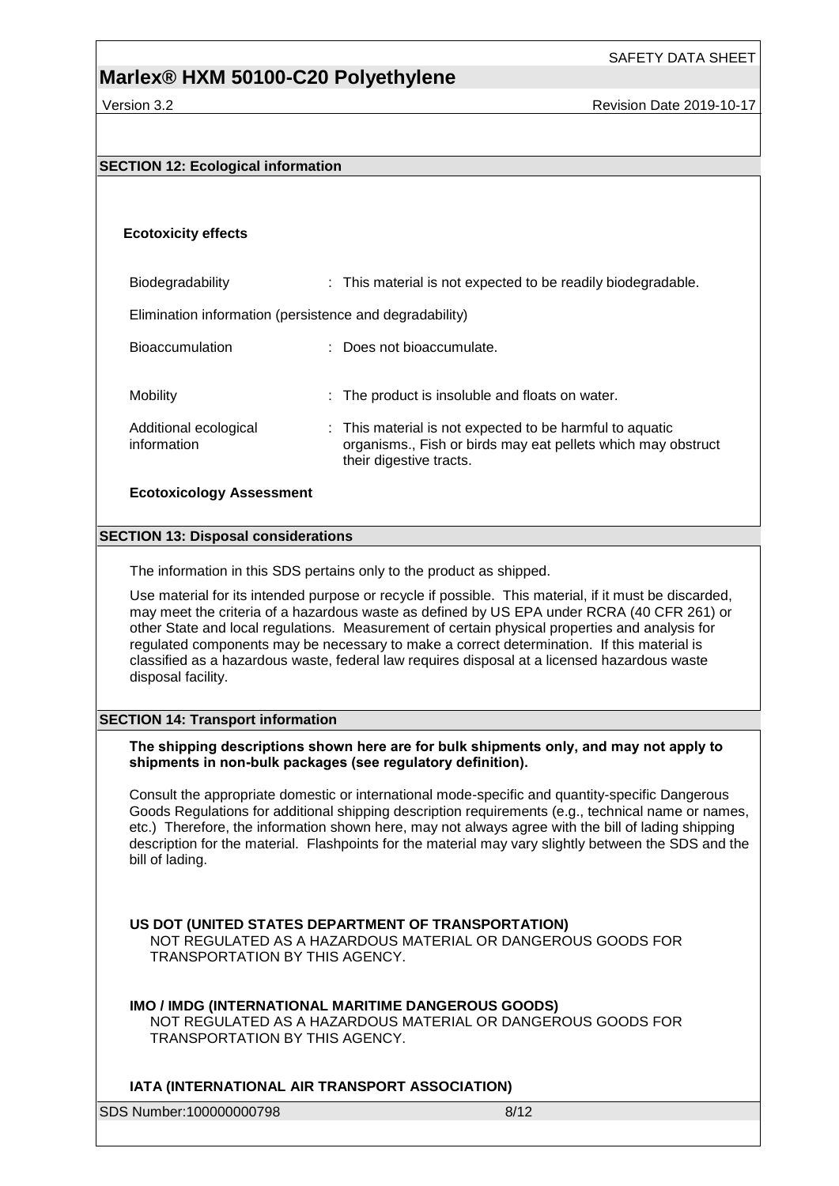## SECTION 12: Ecological information

### Ecotoxicity effects

| | |
|---|---|
| Biodegradability | : This material is not expected to be readily biodegradable. |

Elimination information (persistence and degradability)

| | |
|---|---|
| Bioaccumulation | : Does not bioaccumulate. |
| Mobility | : The product is insoluble and floats on water. |
| Additional ecological information | : This material is not expected to be harmful to aquatic organisms., Fish or birds may eat pellets which may obstruct their digestive tracts. |

**Ecotoxicology Assessment**

## SECTION 13: Disposal considerations

The information in this SDS pertains only to the product as shipped.

Use material for its intended purpose or recycle if possible. This material, if it must be discarded, may meet the criteria of a hazardous waste as defined by US EPA under RCRA (40 CFR 261) or other State and local regulations. Measurement of certain physical properties and analysis for regulated components may be necessary to make a correct determination. If this material is classified as a hazardous waste, federal law requires disposal at a licensed hazardous waste disposal facility.

## SECTION 14: Transport information

**The shipping descriptions shown here are for bulk shipments only, and may not apply to shipments in non-bulk packages (see regulatory definition).**

Consult the appropriate domestic or international mode-specific and quantity-specific Dangerous Goods Regulations for additional shipping description requirements (e.g., technical name or names, etc.) Therefore, the information shown here, may not always agree with the bill of lading shipping description for the material. Flashpoints for the material may vary slightly between the SDS and the bill of lading.

**US DOT (UNITED STATES DEPARTMENT OF TRANSPORTATION)**
NOT REGULATED AS A HAZARDOUS MATERIAL OR DANGEROUS GOODS FOR TRANSPORTATION BY THIS AGENCY.

**IMO / IMDG (INTERNATIONAL MARITIME DANGEROUS GOODS)**
NOT REGULATED AS A HAZARDOUS MATERIAL OR DANGEROUS GOODS FOR TRANSPORTATION BY THIS AGENCY.

**IATA (INTERNATIONAL AIR TRANSPORT ASSOCIATION)**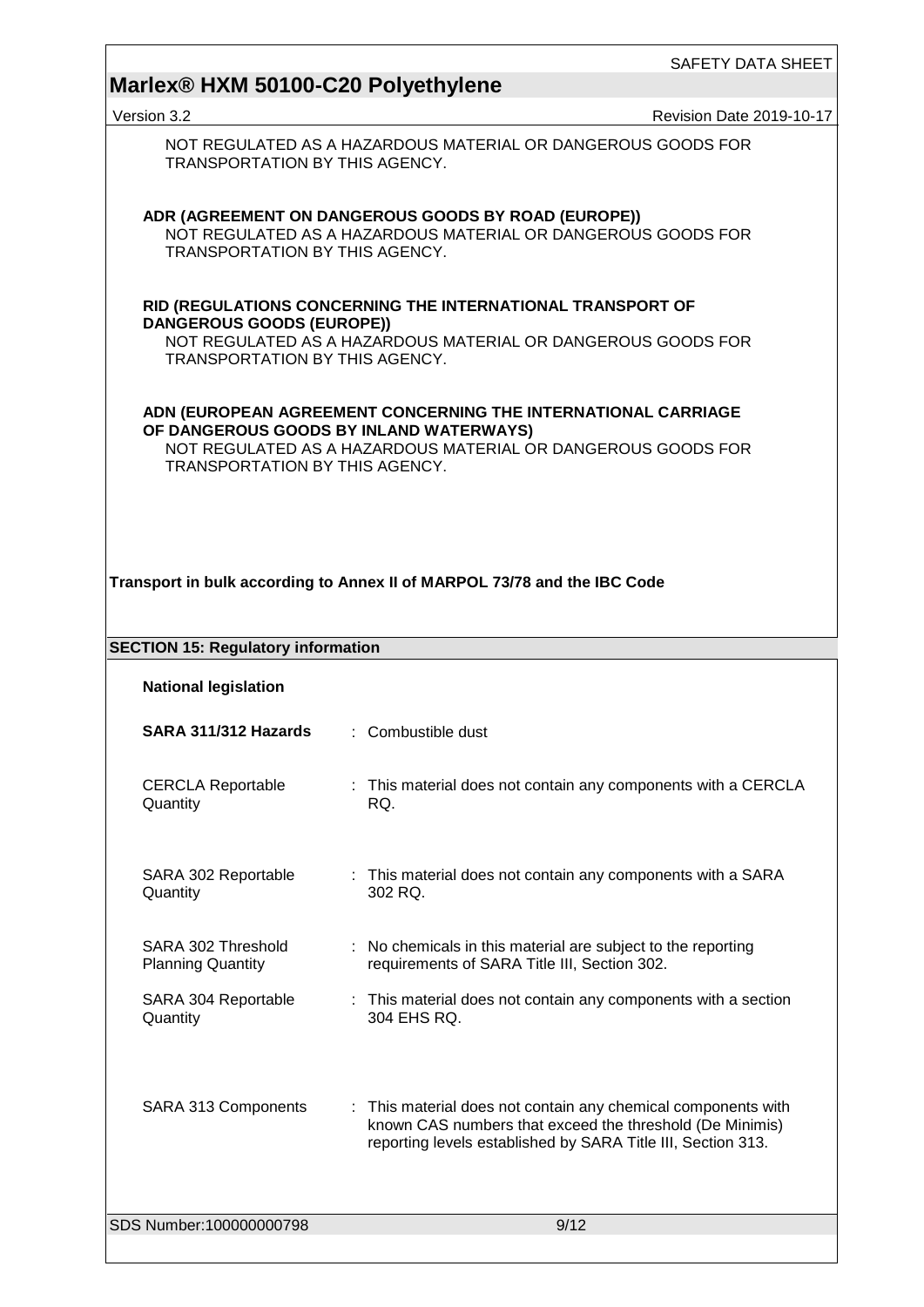NOT REGULATED AS A HAZARDOUS MATERIAL OR DANGEROUS GOODS FOR TRANSPORTATION BY THIS AGENCY.

**ADR (AGREEMENT ON DANGEROUS GOODS BY ROAD (EUROPE))**

NOT REGULATED AS A HAZARDOUS MATERIAL OR DANGEROUS GOODS FOR TRANSPORTATION BY THIS AGENCY.

**RID (REGULATIONS CONCERNING THE INTERNATIONAL TRANSPORT OF DANGEROUS GOODS (EUROPE))**

NOT REGULATED AS A HAZARDOUS MATERIAL OR DANGEROUS GOODS FOR TRANSPORTATION BY THIS AGENCY.

**ADN (EUROPEAN AGREEMENT CONCERNING THE INTERNATIONAL CARRIAGE OF DANGEROUS GOODS BY INLAND WATERWAYS)**

NOT REGULATED AS A HAZARDOUS MATERIAL OR DANGEROUS GOODS FOR TRANSPORTATION BY THIS AGENCY.

**Transport in bulk according to Annex II of MARPOL 73/78 and the IBC Code**

## SECTION 15: Regulatory information

**National legislation**

| | |
|---|---|
| **SARA 311/312 Hazards** | : Combustible dust |
| CERCLA Reportable Quantity | : This material does not contain any components with a CERCLA RQ. |
| SARA 302 Reportable Quantity | : This material does not contain any components with a SARA 302 RQ. |
| SARA 302 Threshold Planning Quantity | : No chemicals in this material are subject to the reporting requirements of SARA Title III, Section 302. |
| SARA 304 Reportable Quantity | : This material does not contain any components with a section 304 EHS RQ. |
| SARA 313 Components | : This material does not contain any chemical components with known CAS numbers that exceed the threshold (De Minimis) reporting levels established by SARA Title III, Section 313. |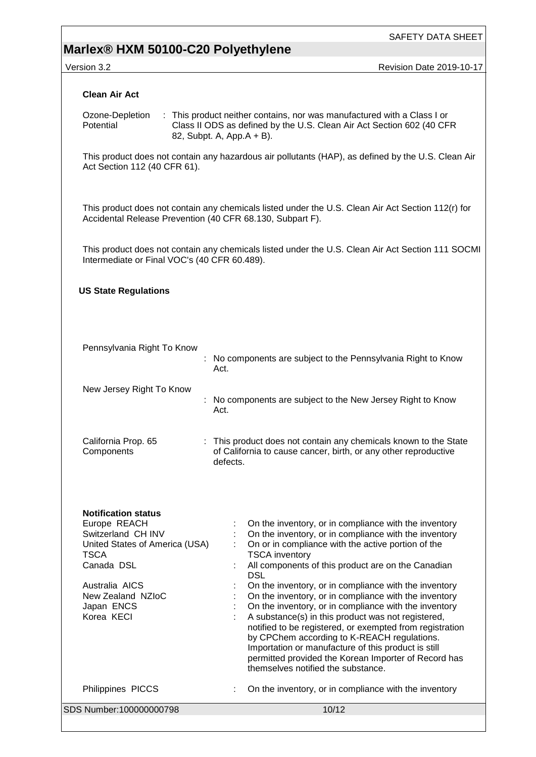**Clean Air Act**

Ozone-Depletion Potential : This product neither contains, nor was manufactured with a Class I or Class II ODS as defined by the U.S. Clean Air Act Section 602 (40 CFR 82, Subpt. A, App.A + B).

This product does not contain any hazardous air pollutants (HAP), as defined by the U.S. Clean Air Act Section 112 (40 CFR 61).

This product does not contain any chemicals listed under the U.S. Clean Air Act Section 112(r) for Accidental Release Prevention (40 CFR 68.130, Subpart F).

This product does not contain any chemicals listed under the U.S. Clean Air Act Section 111 SOCMI Intermediate or Final VOC's (40 CFR 60.489).

**US State Regulations**

Pennsylvania Right To Know : No components are subject to the Pennsylvania Right to Know Act.

New Jersey Right To Know : No components are subject to the New Jersey Right to Know Act.

California Prop. 65 Components : This product does not contain any chemicals known to the State of California to cause cancer, birth, or any other reproductive defects.

**Notification status**

| | | |
|---|---|---|
| Europe REACH | : | On the inventory, or in compliance with the inventory |
| Switzerland CH INV | : | On the inventory, or in compliance with the inventory |
| United States of America (USA) TSCA | : | On or in compliance with the active portion of the TSCA inventory |
| Canada DSL | : | All components of this product are on the Canadian DSL |
| Australia AICS | : | On the inventory, or in compliance with the inventory |
| New Zealand NZIoC | : | On the inventory, or in compliance with the inventory |
| Japan ENCS | : | On the inventory, or in compliance with the inventory |
| Korea KECI | : | A substance(s) in this product was not registered, notified to be registered, or exempted from registration by CPChem according to K-REACH regulations. Importation or manufacture of this product is still permitted provided the Korean Importer of Record has themselves notified the substance. |
| Philippines PICCS | : | On the inventory, or in compliance with the inventory |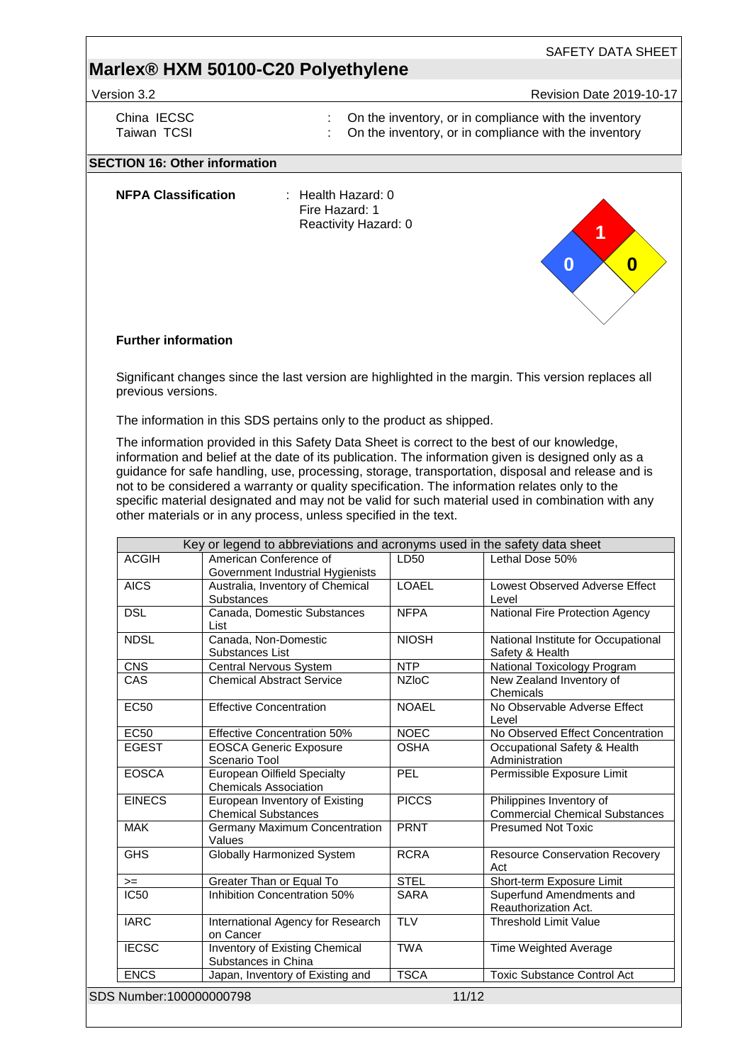| China IECSC | : | On the inventory, or in compliance with the inventory |
|---|---|---|
| Taiwan TCSI | : | On the inventory, or in compliance with the inventory |

## SECTION 16: Other information

**NFPA Classification** : Health Hazard: 0
Fire Hazard: 1
Reactivity Hazard: 0

**Further information**

Significant changes since the last version are highlighted in the margin. This version replaces all previous versions.

The information in this SDS pertains only to the product as shipped.

The information provided in this Safety Data Sheet is correct to the best of our knowledge, information and belief at the date of its publication. The information given is designed only as a guidance for safe handling, use, processing, storage, transportation, disposal and release and is not to be considered a warranty or quality specification. The information relates only to the specific material designated and may not be valid for such material used in combination with any other materials or in any process, unless specified in the text.

| Key or legend to abbreviations and acronyms used in the safety data sheet | | | |
|---|---|---|---|
| ACGIH | American Conference of Government Industrial Hygienists | LD50 | Lethal Dose 50% |
| AICS | Australia, Inventory of Chemical Substances | LOAEL | Lowest Observed Adverse Effect Level |
| DSL | Canada, Domestic Substances List | NFPA | National Fire Protection Agency |
| NDSL | Canada, Non-Domestic Substances List | NIOSH | National Institute for Occupational Safety & Health |
| CNS | Central Nervous System | NTP | National Toxicology Program |
| CAS | Chemical Abstract Service | NZIoC | New Zealand Inventory of Chemicals |
| EC50 | Effective Concentration | NOAEL | No Observable Adverse Effect Level |
| EC50 | Effective Concentration 50% | NOEC | No Observed Effect Concentration |
| EGEST | EOSCA Generic Exposure Scenario Tool | OSHA | Occupational Safety & Health Administration |
| EOSCA | European Oilfield Specialty Chemicals Association | PEL | Permissible Exposure Limit |
| EINECS | European Inventory of Existing Chemical Substances | PICCS | Philippines Inventory of Commercial Chemical Substances |
| MAK | Germany Maximum Concentration Values | PRNT | Presumed Not Toxic |
| GHS | Globally Harmonized System | RCRA | Resource Conservation Recovery Act |
| >= | Greater Than or Equal To | STEL | Short-term Exposure Limit |
| IC50 | Inhibition Concentration 50% | SARA | Superfund Amendments and Reauthorization Act. |
| IARC | International Agency for Research on Cancer | TLV | Threshold Limit Value |
| IECSC | Inventory of Existing Chemical Substances in China | TWA | Time Weighted Average |
| ENCS | Japan, Inventory of Existing and | TSCA | Toxic Substance Control Act |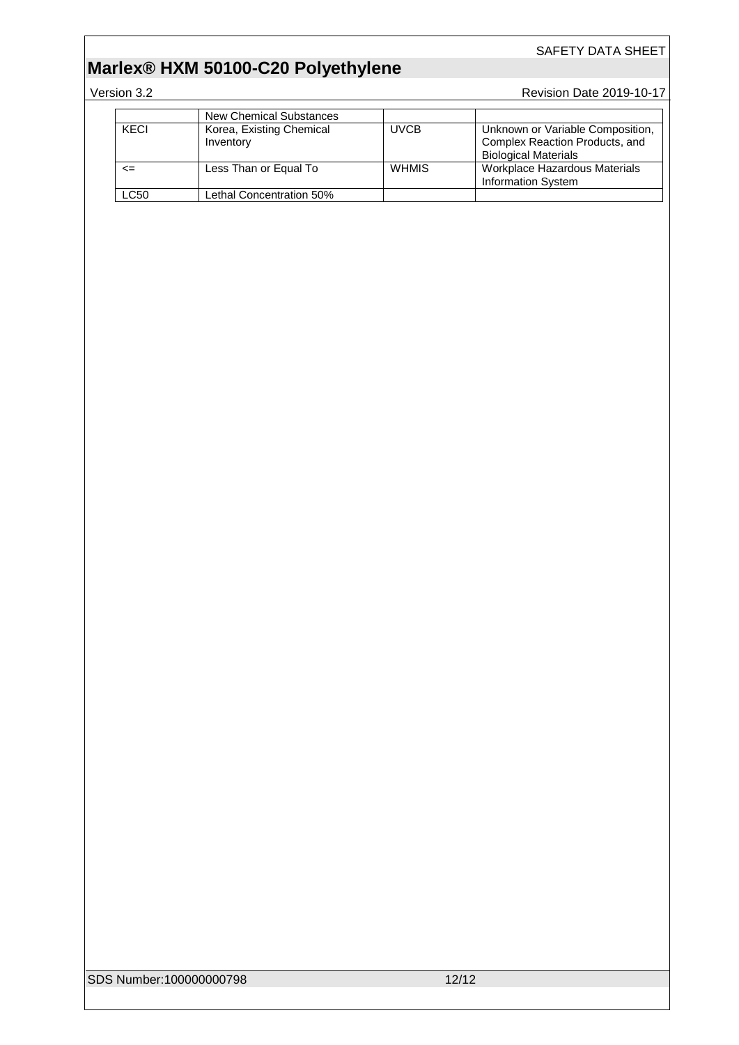| | | | |
|---|---|---|---|
| | New Chemical Substances | | |
| KECI | Korea, Existing Chemical Inventory | UVCB | Unknown or Variable Composition, Complex Reaction Products, and Biological Materials |
| <= | Less Than or Equal To | WHMIS | Workplace Hazardous Materials Information System |
| LC50 | Lethal Concentration 50% | | |